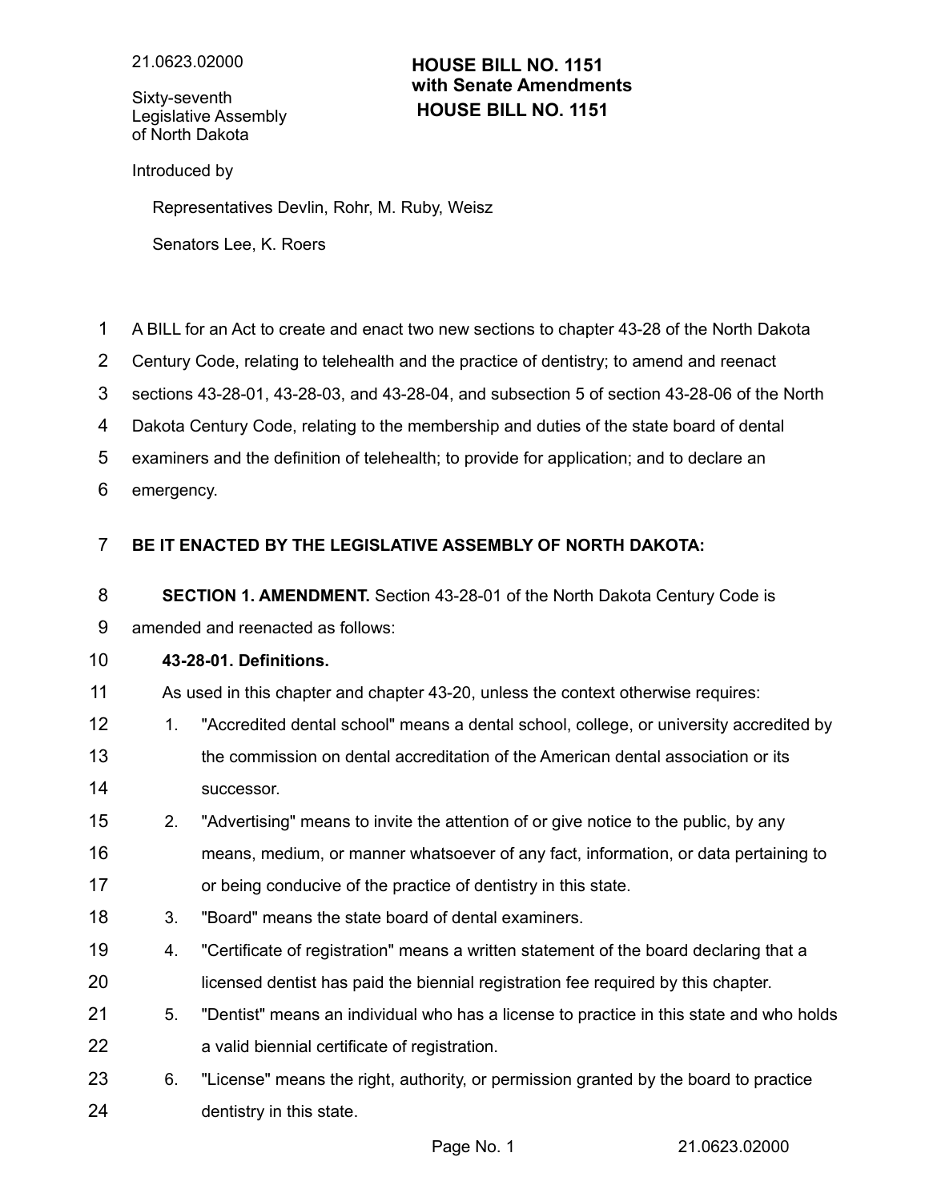21.0623.02000

Sixty-seventh Legislative Assembly of North Dakota

**HOUSE BILL NO. 1151 with Senate Amendments**
**HOUSE BILL NO. 1151**

Introduced by

Representatives Devlin, Rohr, M. Ruby, Weisz

Senators Lee, K. Roers

A BILL for an Act to create and enact two new sections to chapter 43-28 of the North Dakota Century Code, relating to telehealth and the practice of dentistry; to amend and reenact sections 43-28-01, 43-28-03, and 43-28-04, and subsection 5 of section 43-28-06 of the North Dakota Century Code, relating to the membership and duties of the state board of dental examiners and the definition of telehealth; to provide for application; and to declare an emergency.

**BE IT ENACTED BY THE LEGISLATIVE ASSEMBLY OF NORTH DAKOTA:**

**SECTION 1. AMENDMENT.** Section 43-28-01 of the North Dakota Century Code is amended and reenacted as follows:

**43-28-01. Definitions.**

As used in this chapter and chapter 43-20, unless the context otherwise requires:

1. "Accredited dental school" means a dental school, college, or university accredited by the commission on dental accreditation of the American dental association or its successor.
2. "Advertising" means to invite the attention of or give notice to the public, by any means, medium, or manner whatsoever of any fact, information, or data pertaining to or being conducive of the practice of dentistry in this state.
3. "Board" means the state board of dental examiners.
4. "Certificate of registration" means a written statement of the board declaring that a licensed dentist has paid the biennial registration fee required by this chapter.
5. "Dentist" means an individual who has a license to practice in this state and who holds a valid biennial certificate of registration.
6. "License" means the right, authority, or permission granted by the board to practice dentistry in this state.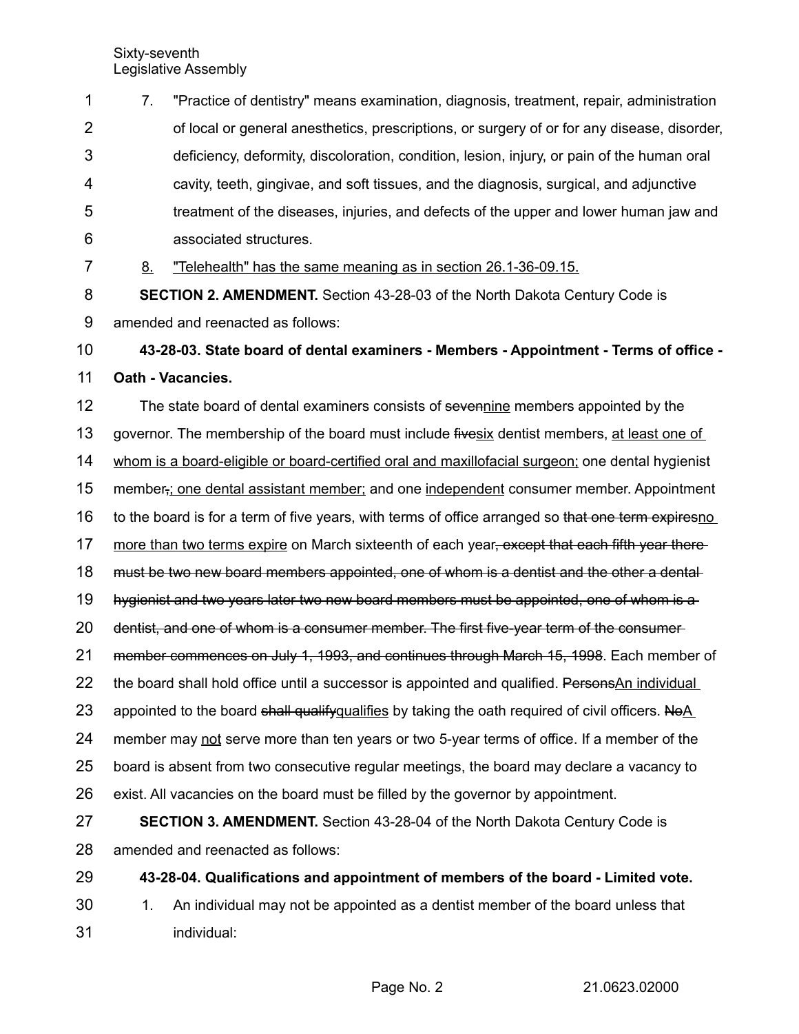7. "Practice of dentistry" means examination, diagnosis, treatment, repair, administration of local or general anesthetics, prescriptions, or surgery of or for any disease, disorder, deficiency, deformity, discoloration, condition, lesion, injury, or pain of the human oral cavity, teeth, gingivae, and soft tissues, and the diagnosis, surgical, and adjunctive treatment of the diseases, injuries, and defects of the upper and lower human jaw and associated structures.

8. "Telehealth" has the same meaning as in section 26.1-36-09.15.

**SECTION 2. AMENDMENT.** Section 43-28-03 of the North Dakota Century Code is amended and reenacted as follows:

**43-28-03. State board of dental examiners - Members - Appointment - Terms of office - Oath - Vacancies.**

The state board of dental examiners consists of ~~seven~~nine members appointed by the governor. The membership of the board must include ~~five~~six dentist members, at least one of whom is a board-eligible or board-certified oral and maxillofacial surgeon; one dental hygienist member~~,~~; one dental assistant member; and one independent consumer member. Appointment to the board is for a term of five years, with terms of office arranged so ~~that one term expires~~no more than two terms expire on March sixteenth of each year~~, except that each fifth year there must be two new board members appointed, one of whom is a dentist and the other a dental hygienist and two years later two new board members must be appointed, one of whom is a dentist, and one of whom is a consumer member. The first five-year term of the consumer member commences on July 1, 1993, and continues through March 15, 1998~~. Each member of the board shall hold office until a successor is appointed and qualified. ~~Persons~~An individual appointed to the board ~~shall qualify~~qualifies by taking the oath required of civil officers. ~~No~~A member may not serve more than ten years or two 5-year terms of office. If a member of the board is absent from two consecutive regular meetings, the board may declare a vacancy to exist. All vacancies on the board must be filled by the governor by appointment.

**SECTION 3. AMENDMENT.** Section 43-28-04 of the North Dakota Century Code is amended and reenacted as follows:

**43-28-04. Qualifications and appointment of members of the board - Limited vote.**

1. An individual may not be appointed as a dentist member of the board unless that individual: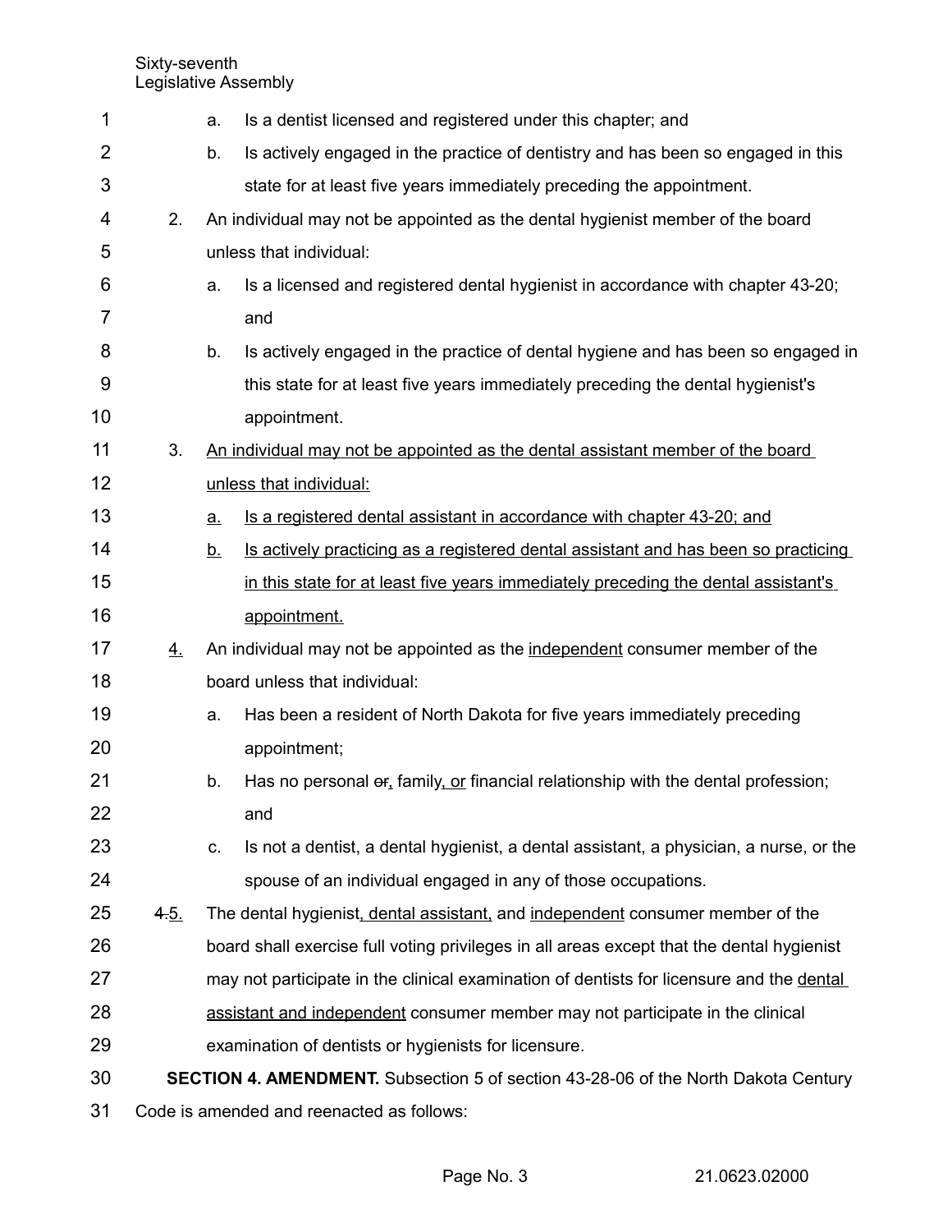a. Is a dentist licensed and registered under this chapter; and

b. Is actively engaged in the practice of dentistry and has been so engaged in this state for at least five years immediately preceding the appointment.

2. An individual may not be appointed as the dental hygienist member of the board unless that individual:

   a. Is a licensed and registered dental hygienist in accordance with chapter 43-20; and

   b. Is actively engaged in the practice of dental hygiene and has been so engaged in this state for at least five years immediately preceding the dental hygienist's appointment.

3. An individual may not be appointed as the dental assistant member of the board unless that individual:

   a. Is a registered dental assistant in accordance with chapter 43-20; and

   b. Is actively practicing as a registered dental assistant and has been so practicing in this state for at least five years immediately preceding the dental assistant's appointment.

4. An individual may not be appointed as the independent consumer member of the board unless that individual:

   a. Has been a resident of North Dakota for five years immediately preceding appointment;

   b. Has no personal ~~or~~, family, or financial relationship with the dental profession; and

   c. Is not a dentist, a dental hygienist, a dental assistant, a physician, a nurse, or the spouse of an individual engaged in any of those occupations.

~~4.~~5. The dental hygienist, dental assistant, and independent consumer member of the board shall exercise full voting privileges in all areas except that the dental hygienist may not participate in the clinical examination of dentists for licensure and the dental assistant and independent consumer member may not participate in the clinical examination of dentists or hygienists for licensure.

**SECTION 4. AMENDMENT.** Subsection 5 of section 43-28-06 of the North Dakota Century Code is amended and reenacted as follows: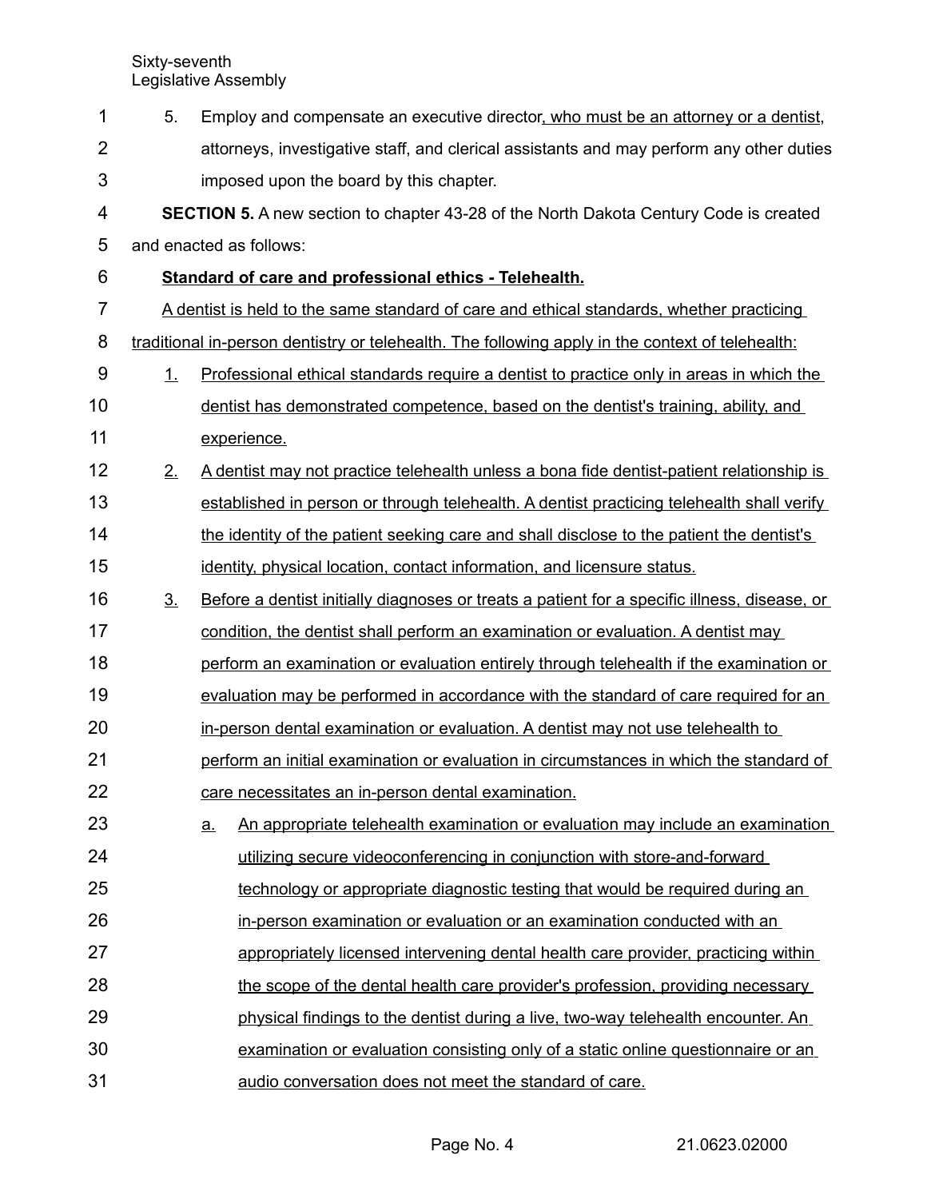5. Employ and compensate an executive director, who must be an attorney or a dentist, attorneys, investigative staff, and clerical assistants and may perform any other duties imposed upon the board by this chapter.

**SECTION 5.** A new section to chapter 43-28 of the North Dakota Century Code is created and enacted as follows:

**Standard of care and professional ethics - Telehealth.**

A dentist is held to the same standard of care and ethical standards, whether practicing traditional in-person dentistry or telehealth. The following apply in the context of telehealth:

1. Professional ethical standards require a dentist to practice only in areas in which the dentist has demonstrated competence, based on the dentist's training, ability, and experience.
2. A dentist may not practice telehealth unless a bona fide dentist-patient relationship is established in person or through telehealth. A dentist practicing telehealth shall verify the identity of the patient seeking care and shall disclose to the patient the dentist's identity, physical location, contact information, and licensure status.
3. Before a dentist initially diagnoses or treats a patient for a specific illness, disease, or condition, the dentist shall perform an examination or evaluation. A dentist may perform an examination or evaluation entirely through telehealth if the examination or evaluation may be performed in accordance with the standard of care required for an in-person dental examination or evaluation. A dentist may not use telehealth to perform an initial examination or evaluation in circumstances in which the standard of care necessitates an in-person dental examination.
   a. An appropriate telehealth examination or evaluation may include an examination utilizing secure videoconferencing in conjunction with store-and-forward technology or appropriate diagnostic testing that would be required during an in-person examination or evaluation or an examination conducted with an appropriately licensed intervening dental health care provider, practicing within the scope of the dental health care provider's profession, providing necessary physical findings to the dentist during a live, two-way telehealth encounter. An examination or evaluation consisting only of a static online questionnaire or an audio conversation does not meet the standard of care.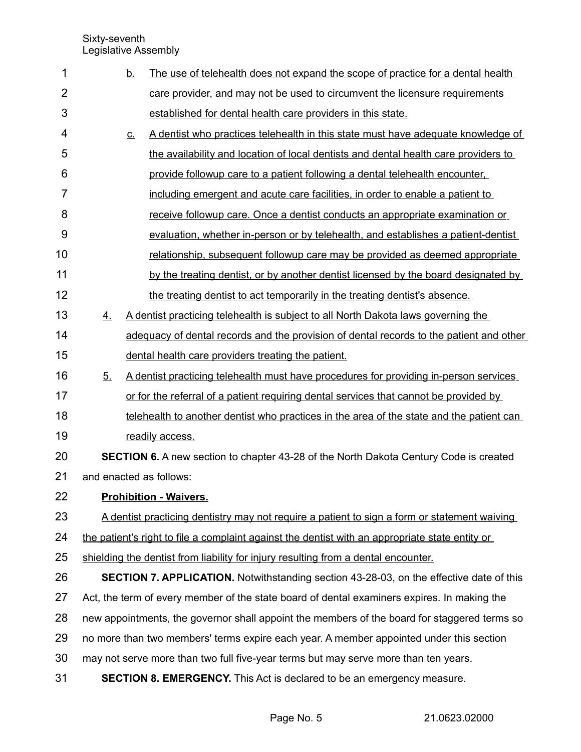b. The use of telehealth does not expand the scope of practice for a dental health care provider, and may not be used to circumvent the licensure requirements established for dental health care providers in this state.

c. A dentist who practices telehealth in this state must have adequate knowledge of the availability and location of local dentists and dental health care providers to provide followup care to a patient following a dental telehealth encounter, including emergent and acute care facilities, in order to enable a patient to receive followup care. Once a dentist conducts an appropriate examination or evaluation, whether in-person or by telehealth, and establishes a patient-dentist relationship, subsequent followup care may be provided as deemed appropriate by the treating dentist, or by another dentist licensed by the board designated by the treating dentist to act temporarily in the treating dentist's absence.

4. A dentist practicing telehealth is subject to all North Dakota laws governing the adequacy of dental records and the provision of dental records to the patient and other dental health care providers treating the patient.

5. A dentist practicing telehealth must have procedures for providing in-person services or for the referral of a patient requiring dental services that cannot be provided by telehealth to another dentist who practices in the area of the state and the patient can readily access.

**SECTION 6.** A new section to chapter 43-28 of the North Dakota Century Code is created and enacted as follows:

**Prohibition - Waivers.**

A dentist practicing dentistry may not require a patient to sign a form or statement waiving the patient's right to file a complaint against the dentist with an appropriate state entity or shielding the dentist from liability for injury resulting from a dental encounter.

**SECTION 7. APPLICATION.** Notwithstanding section 43-28-03, on the effective date of this Act, the term of every member of the state board of dental examiners expires. In making the new appointments, the governor shall appoint the members of the board for staggered terms so no more than two members' terms expire each year. A member appointed under this section may not serve more than two full five-year terms but may serve more than ten years.

**SECTION 8. EMERGENCY.** This Act is declared to be an emergency measure.